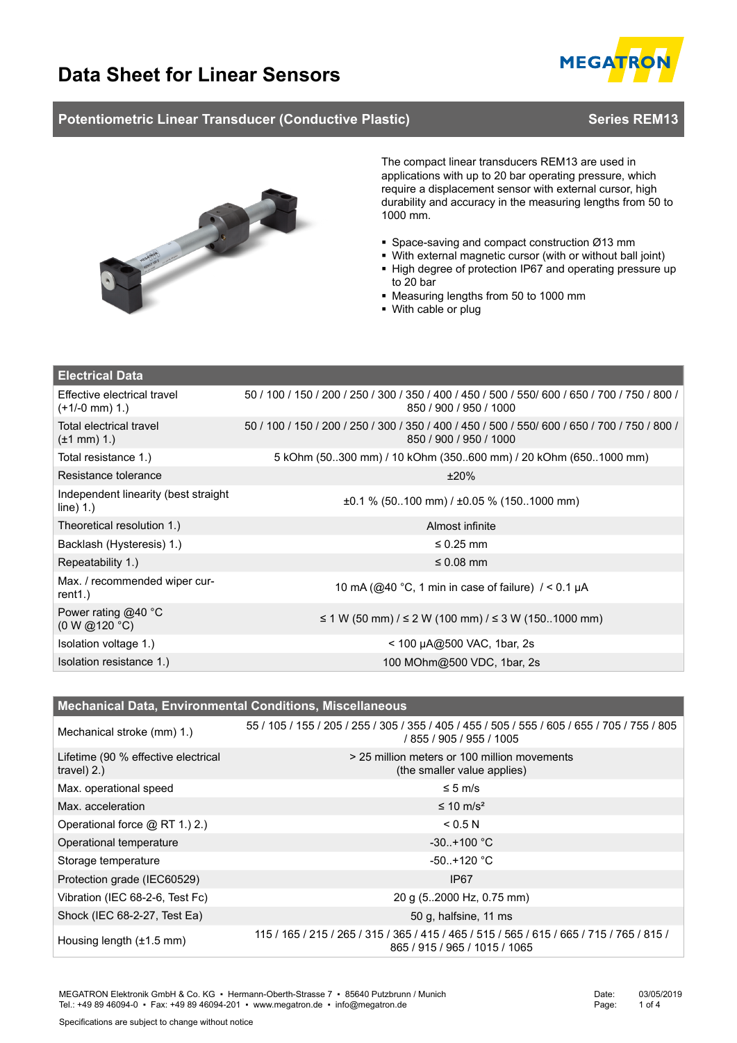# Data Sheet for Linear Sensors

## Potentiometric Linear Transducer (Conductive Plastic) — Series REM13

The compact linear transducers REM13 are used in applications with up to 20 bar operating pressure, which require a displacement sensor with external cursor, high durability and accuracy in the measuring lengths from 50 to 1000 mm.

- Space-saving and compact construction Ø13 mm
- With external magnetic cursor (with or without ball joint)
- High degree of protection IP67 and operating pressure up to 20 bar
- Measuring lengths from 50 to 1000 mm
- With cable or plug

| Electrical Data | |
|---|---|
| Effective electrical travel (+1/-0 mm) 1.) | 50 / 100 / 150 / 200 / 250 / 300 / 350 / 400 / 450 / 500 / 550/ 600 / 650 / 700 / 750 / 800 / 850 / 900 / 950 / 1000 |
| Total electrical travel (±1 mm) 1.) | 50 / 100 / 150 / 200 / 250 / 300 / 350 / 400 / 450 / 500 / 550/ 600 / 650 / 700 / 750 / 800 / 850 / 900 / 950 / 1000 |
| Total resistance 1.) | 5 kOhm (50..300 mm) / 10 kOhm (350..600 mm) / 20 kOhm (650..1000 mm) |
| Resistance tolerance | ±20% |
| Independent linearity (best straight line) 1.) | ±0.1 % (50..100 mm) / ±0.05 % (150..1000 mm) |
| Theoretical resolution 1.) | Almost infinite |
| Backlash (Hysteresis) 1.) | ≤ 0.25 mm |
| Repeatability 1.) | ≤ 0.08 mm |
| Max. / recommended wiper current1.) | 10 mA (@40 °C, 1 min in case of failure) / < 0.1 µA |
| Power rating @40 °C (0 W @120 °C) | ≤ 1 W (50 mm) / ≤ 2 W (100 mm) / ≤ 3 W (150..1000 mm) |
| Isolation voltage 1.) | < 100 µA@500 VAC, 1bar, 2s |
| Isolation resistance 1.) | 100 MOhm@500 VDC, 1bar, 2s |

| Mechanical Data, Environmental Conditions, Miscellaneous | |
|---|---|
| Mechanical stroke (mm) 1.) | 55 / 105 / 155 / 205 / 255 / 305 / 355 / 405 / 455 / 505 / 555 / 605 / 655 / 705 / 755 / 805 / 855 / 905 / 955 / 1005 |
| Lifetime (90 % effective electrical travel) 2.) | > 25 million meters or 100 million movements (the smaller value applies) |
| Max. operational speed | ≤ 5 m/s |
| Max. acceleration | ≤ 10 m/s² |
| Operational force @ RT 1.) 2.) | < 0.5 N |
| Operational temperature | -30..+100 °C |
| Storage temperature | -50..+120 °C |
| Protection grade (IEC60529) | IP67 |
| Vibration (IEC 68-2-6, Test Fc) | 20 g (5..2000 Hz, 0.75 mm) |
| Shock (IEC 68-2-27, Test Ea) | 50 g, halfsine, 11 ms |
| Housing length (±1.5 mm) | 115 / 165 / 215 / 265 / 315 / 365 / 415 / 465 / 515 / 565 / 615 / 665 / 715 / 765 / 815 / 865 / 915 / 965 / 1015 / 1065 |

MEGATRON Elektronik GmbH & Co. KG • Hermann-Oberth-Strasse 7 • 85640 Putzbrunn / Munich
Tel.: +49 89 46094-0 • Fax: +49 89 46094-201 • www.megatron.de • info@megatron.de

Date: 03/05/2019

Specifications are subject to change without notice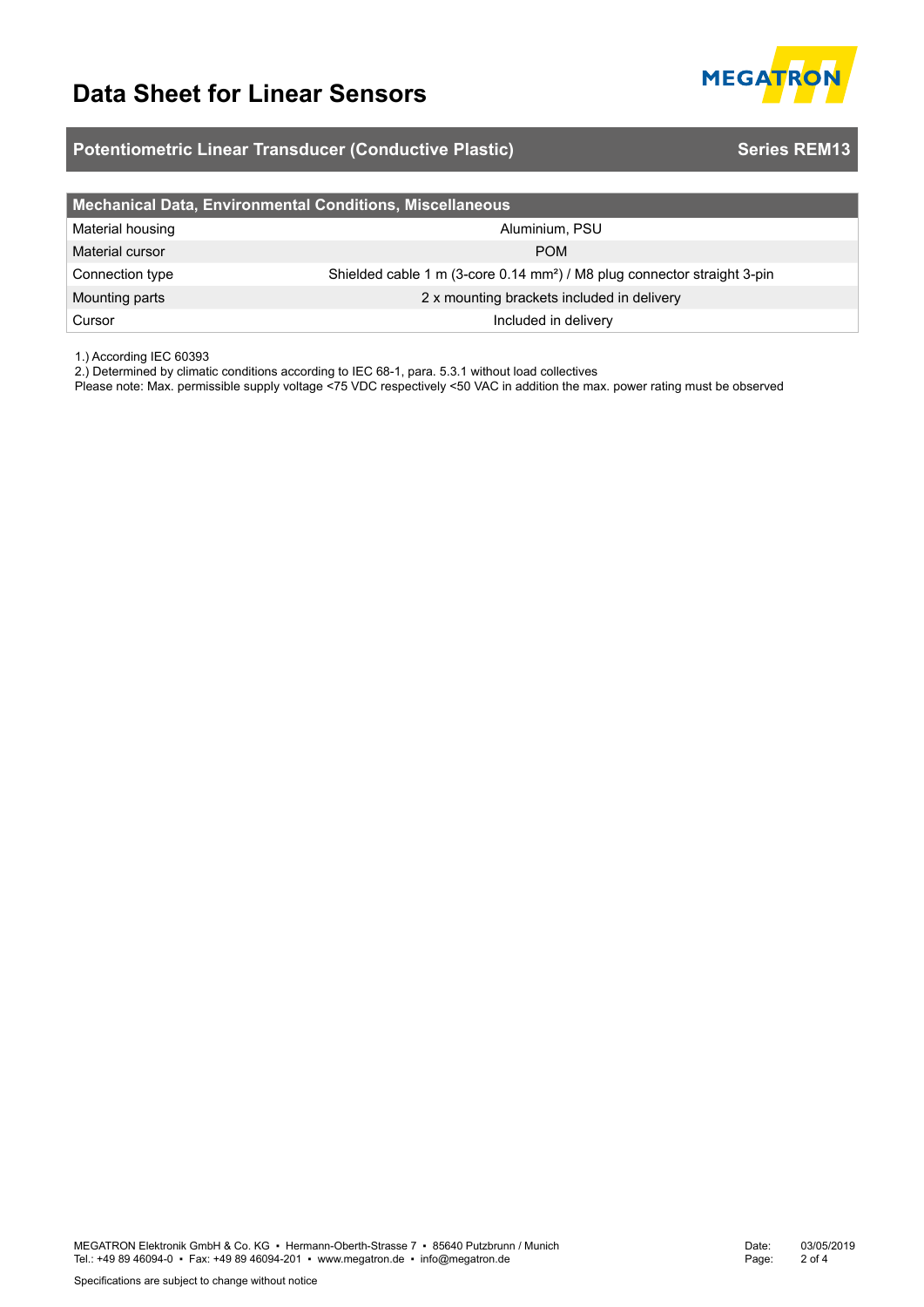# Data Sheet for Linear Sensors

## Potentiometric Linear Transducer (Conductive Plastic) — Series REM13

| Mechanical Data, Environmental Conditions, Miscellaneous | |
|---|---|
| Material housing | Aluminium, PSU |
| Material cursor | POM |
| Connection type | Shielded cable 1 m (3-core 0.14 mm²) / M8 plug connector straight 3-pin |
| Mounting parts | 2 x mounting brackets included in delivery |
| Cursor | Included in delivery |

1.) According IEC 60393
2.) Determined by climatic conditions according to IEC 68-1, para. 5.3.1 without load collectives
Please note: Max. permissible supply voltage <75 VDC respectively <50 VAC in addition the max. power rating must be observed

MEGATRON Elektronik GmbH & Co. KG ▪ Hermann-Oberth-Strasse 7 ▪ 85640 Putzbrunn / Munich
Tel.: +49 89 46094-0 ▪ Fax: +49 89 46094-201 ▪ www.megatron.de ▪ info@megatron.de

Date: 03/05/2019

Specifications are subject to change without notice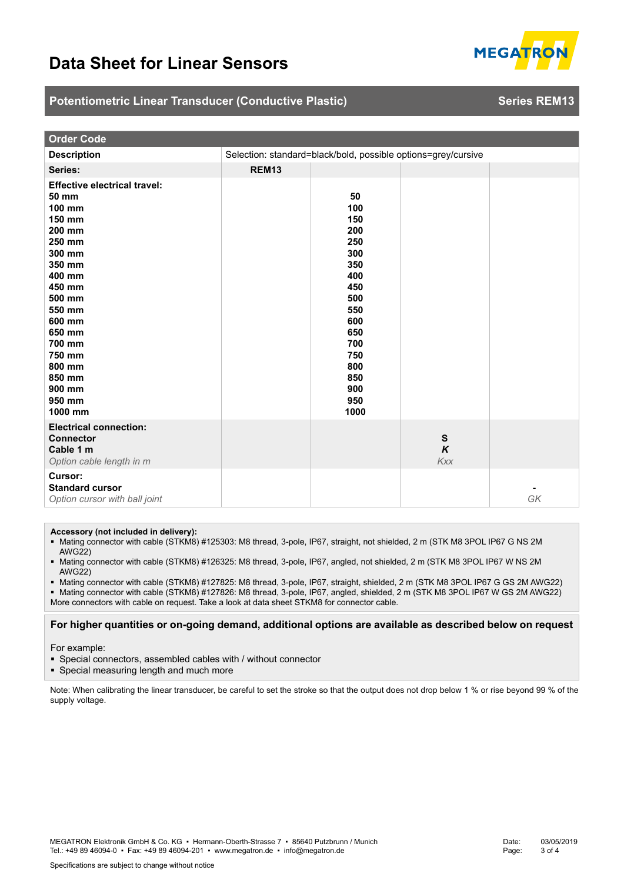# Data Sheet for Linear Sensors

## Potentiometric Linear Transducer (Conductive Plastic) — Series REM13

| Order Code | | | | |
|---|---|---|---|---|
| **Description** | Selection: standard=black/bold, possible options=grey/cursive | | | |
| **Series:** | **REM13** | | | |
| **Effective electrical travel:** | | | | |
| **50 mm** | | **50** | | |
| **100 mm** | | **100** | | |
| **150 mm** | | **150** | | |
| **200 mm** | | **200** | | |
| **250 mm** | | **250** | | |
| **300 mm** | | **300** | | |
| **350 mm** | | **350** | | |
| **400 mm** | | **400** | | |
| **450 mm** | | **450** | | |
| **500 mm** | | **500** | | |
| **550 mm** | | **550** | | |
| **600 mm** | | **600** | | |
| **650 mm** | | **650** | | |
| **700 mm** | | **700** | | |
| **750 mm** | | **750** | | |
| **800 mm** | | **800** | | |
| **850 mm** | | **850** | | |
| **900 mm** | | **900** | | |
| **950 mm** | | **950** | | |
| **1000 mm** | | **1000** | | |
| **Electrical connection:** | | | | |
| **Connector** | | | **S** | |
| **Cable 1 m** | | | ***K*** | |
| *Option cable length in m* | | | *Kxx* | |
| **Cursor:** | | | | |
| **Standard cursor** | | | | **-** |
| *Option cursor with ball joint* | | | | *GK* |

**Accessory (not included in delivery):**

- Mating connector with cable (STKM8) #125303: M8 thread, 3-pole, IP67, straight, not shielded, 2 m (STK M8 3POL IP67 G NS 2M AWG22)
- Mating connector with cable (STKM8) #126325: M8 thread, 3-pole, IP67, angled, not shielded, 2 m (STK M8 3POL IP67 W NS 2M AWG22)
- Mating connector with cable (STKM8) #127825: M8 thread, 3-pole, IP67, straight, shielded, 2 m (STK M8 3POL IP67 G GS 2M AWG22)
- Mating connector with cable (STKM8) #127826: M8 thread, 3-pole, IP67, angled, shielded, 2 m (STK M8 3POL IP67 W GS 2M AWG22)

More connectors with cable on request. Take a look at data sheet STKM8 for connector cable.

**For higher quantities or on-going demand, additional options are available as described below on request**

For example:

- Special connectors, assembled cables with / without connector
- Special measuring length and much more

Note: When calibrating the linear transducer, be careful to set the stroke so that the output does not drop below 1 % or rise beyond 99 % of the supply voltage.

MEGATRON Elektronik GmbH & Co. KG ▪ Hermann-Oberth-Strasse 7 ▪ 85640 Putzbrunn / Munich
Tel.: +49 89 46094-0 ▪ Fax: +49 89 46094-201 ▪ www.megatron.de ▪ info@megatron.de

Date: 03/05/2019

Specifications are subject to change without notice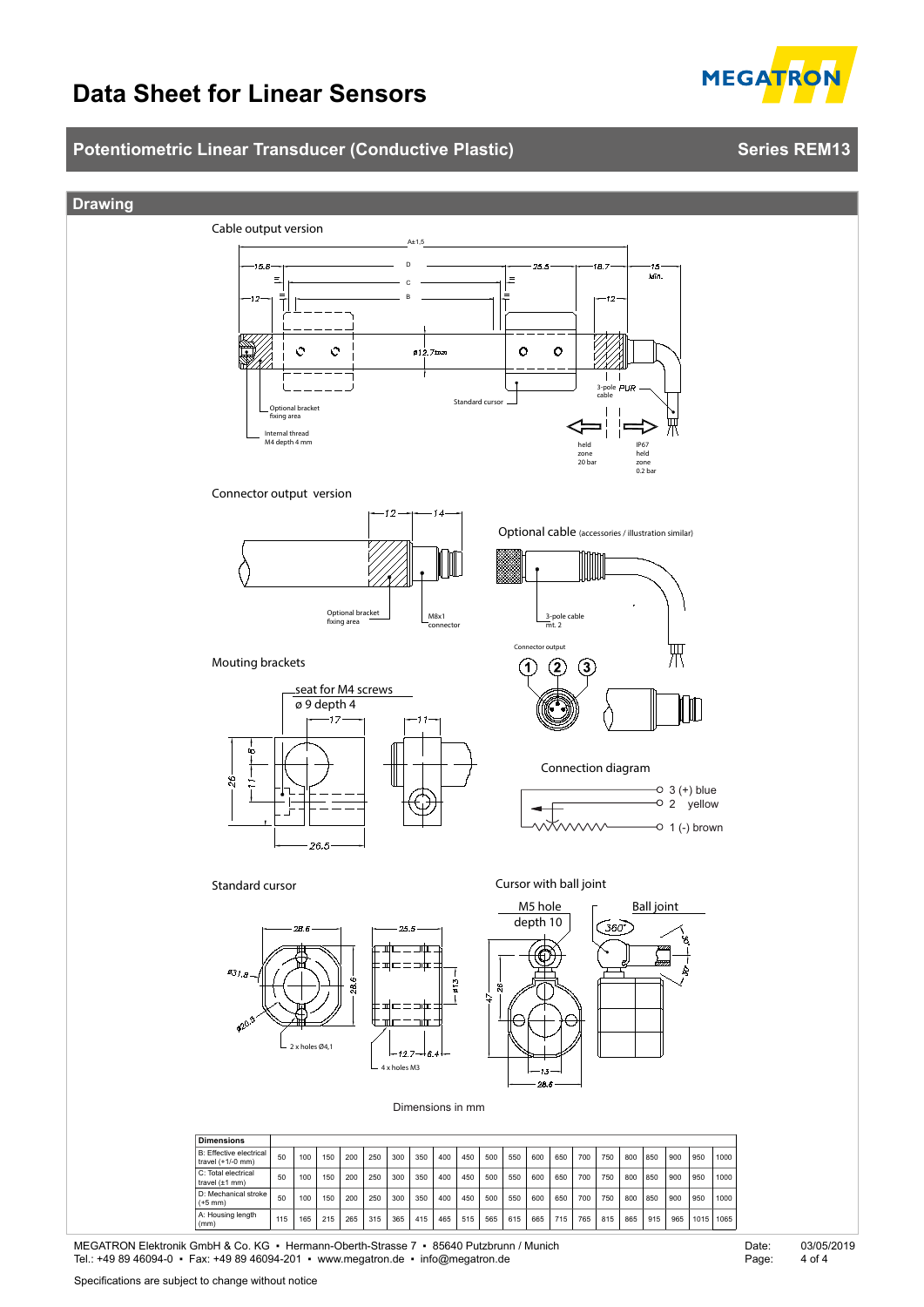# Data Sheet for Linear Sensors

## Potentiometric Linear Transducer (Conductive Plastic) — Series REM13

## Drawing

Cable output version

A±1.5
D
C
B
15.6
25.5
18.7
15 Min.
12
12
ø12.7mm
Optional bracket fixing area
Internal thread M4 depth 4 mm
Standard cursor
3-pole PUR cable
held zone 20 bar
IP67 held zone 0.2 bar

Connector output version

12
14
Optional bracket fixing area
M8x1 connector

Optional cable (accessories / illustration similar)

3-pole cable mt. 2

Connector output

1 2 3

Mouting brackets

seat for M4 screws
ø 9 depth 4
17
11
26
11
8
26.5

Connection diagram

3 (+) blue
2 yellow
1 (-) brown

Standard cursor

28.6
25.5
ø31.8
ø20.5
28.6
ø13
2 x holes Ø4,1
12.7
6.4
4 x holes M3

Cursor with ball joint

M5 hole depth 10
Ball joint
360°
30°
30°
47
26
13
28.6

Dimensions in mm

| Dimensions | | | | | | | | | | | | | | | | | | | | |
|---|---|---|---|---|---|---|---|---|---|---|---|---|---|---|---|---|---|---|---|---|
| B: Effective electrical travel (+1/-0 mm) | 50 | 100 | 150 | 200 | 250 | 300 | 350 | 400 | 450 | 500 | 550 | 600 | 650 | 700 | 750 | 800 | 850 | 900 | 950 | 1000 |
| C: Total electrical travel (±1 mm) | 50 | 100 | 150 | 200 | 250 | 300 | 350 | 400 | 450 | 500 | 550 | 600 | 650 | 700 | 750 | 800 | 850 | 900 | 950 | 1000 |
| D: Mechanical stroke (+5 mm) | 50 | 100 | 150 | 200 | 250 | 300 | 350 | 400 | 450 | 500 | 550 | 600 | 650 | 700 | 750 | 800 | 850 | 900 | 950 | 1000 |
| A: Housing length (mm) | 115 | 165 | 215 | 265 | 315 | 365 | 415 | 465 | 515 | 565 | 615 | 665 | 715 | 765 | 815 | 865 | 915 | 965 | 1015 | 1065 |

MEGATRON Elektronik GmbH & Co. KG • Hermann-Oberth-Strasse 7 • 85640 Putzbrunn / Munich
Tel.: +49 89 46094-0 • Fax: +49 89 46094-201 • www.megatron.de • info@megatron.de

Date: 03/05/2019

Specifications are subject to change without notice